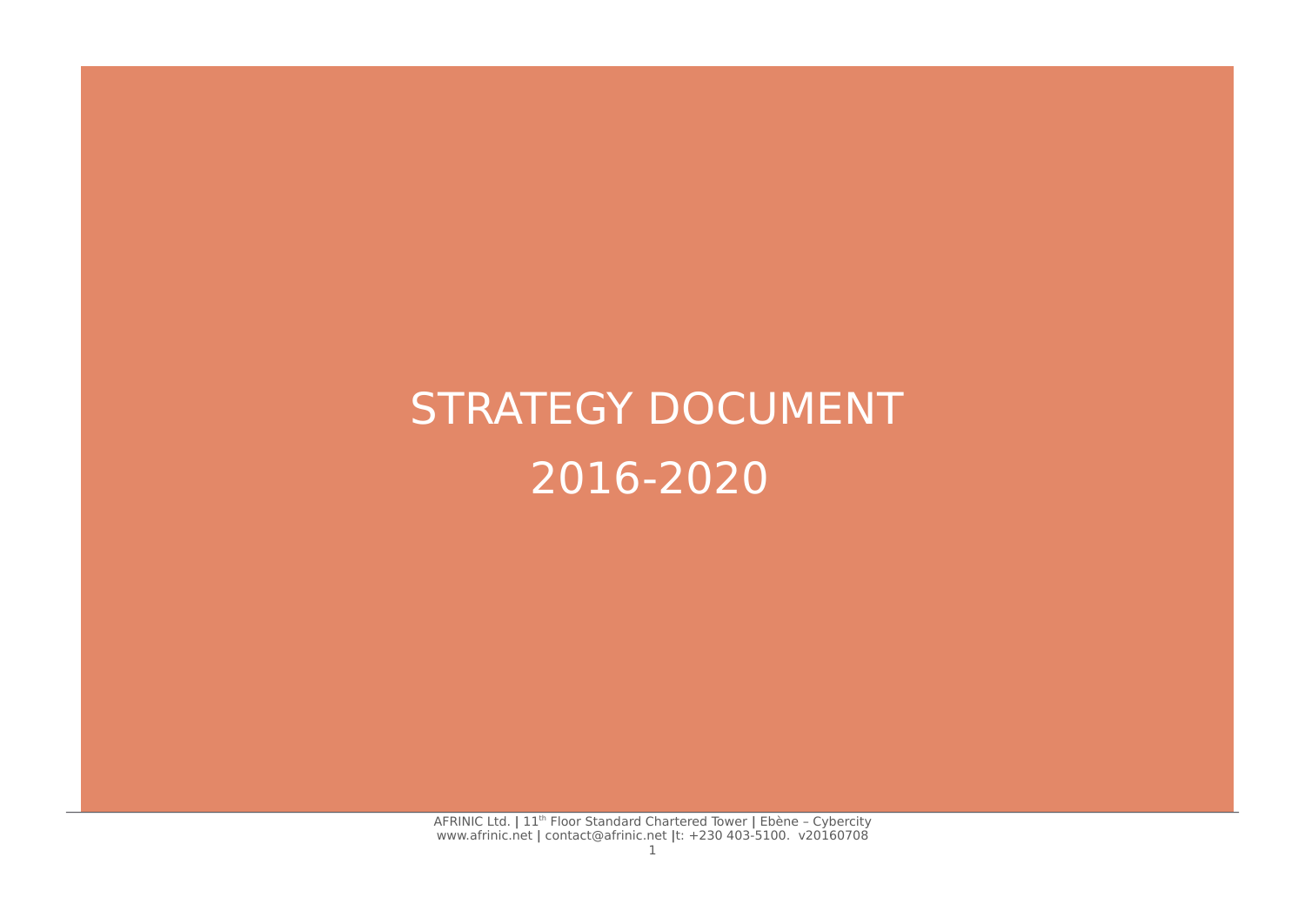# STRATEGY DOCUMENT

# 2016-2020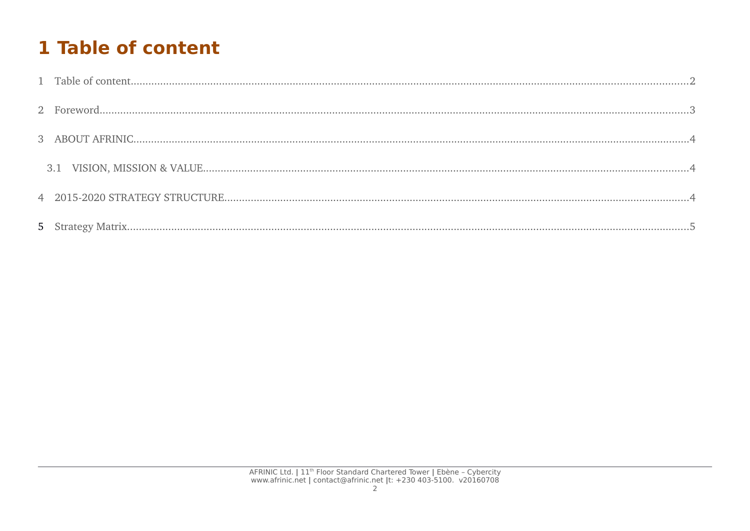# 1 Table of content

1 Table of content....2

2 Foreword....3

3 ABOUT AFRINIC....4

3.1 VISION, MISSION & VALUE....4

4 2015-2020 STRATEGY STRUCTURE....4

5 Strategy Matrix....5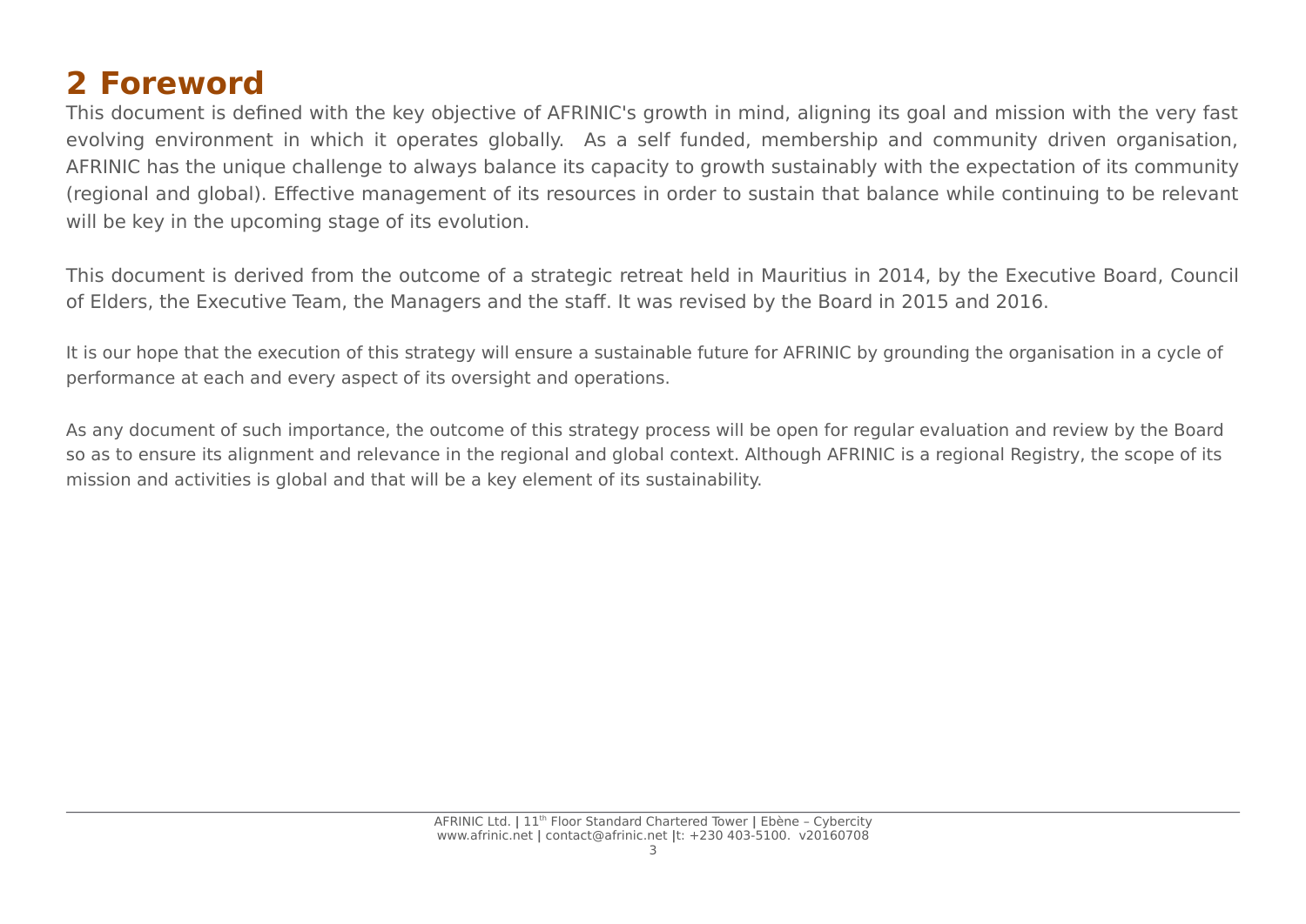## 2 Foreword

This document is defined with the key objective of AFRINIC's growth in mind, aligning its goal and mission with the very fast evolving environment in which it operates globally. As a self funded, membership and community driven organisation, AFRINIC has the unique challenge to always balance its capacity to growth sustainably with the expectation of its community (regional and global). Effective management of its resources in order to sustain that balance while continuing to be relevant will be key in the upcoming stage of its evolution.

This document is derived from the outcome of a strategic retreat held in Mauritius in 2014, by the Executive Board, Council of Elders, the Executive Team, the Managers and the staff. It was revised by the Board in 2015 and 2016.

It is our hope that the execution of this strategy will ensure a sustainable future for AFRINIC by grounding the organisation in a cycle of performance at each and every aspect of its oversight and operations.

As any document of such importance, the outcome of this strategy process will be open for regular evaluation and review by the Board so as to ensure its alignment and relevance in the regional and global context. Although AFRINIC is a regional Registry, the scope of its mission and activities is global and that will be a key element of its sustainability.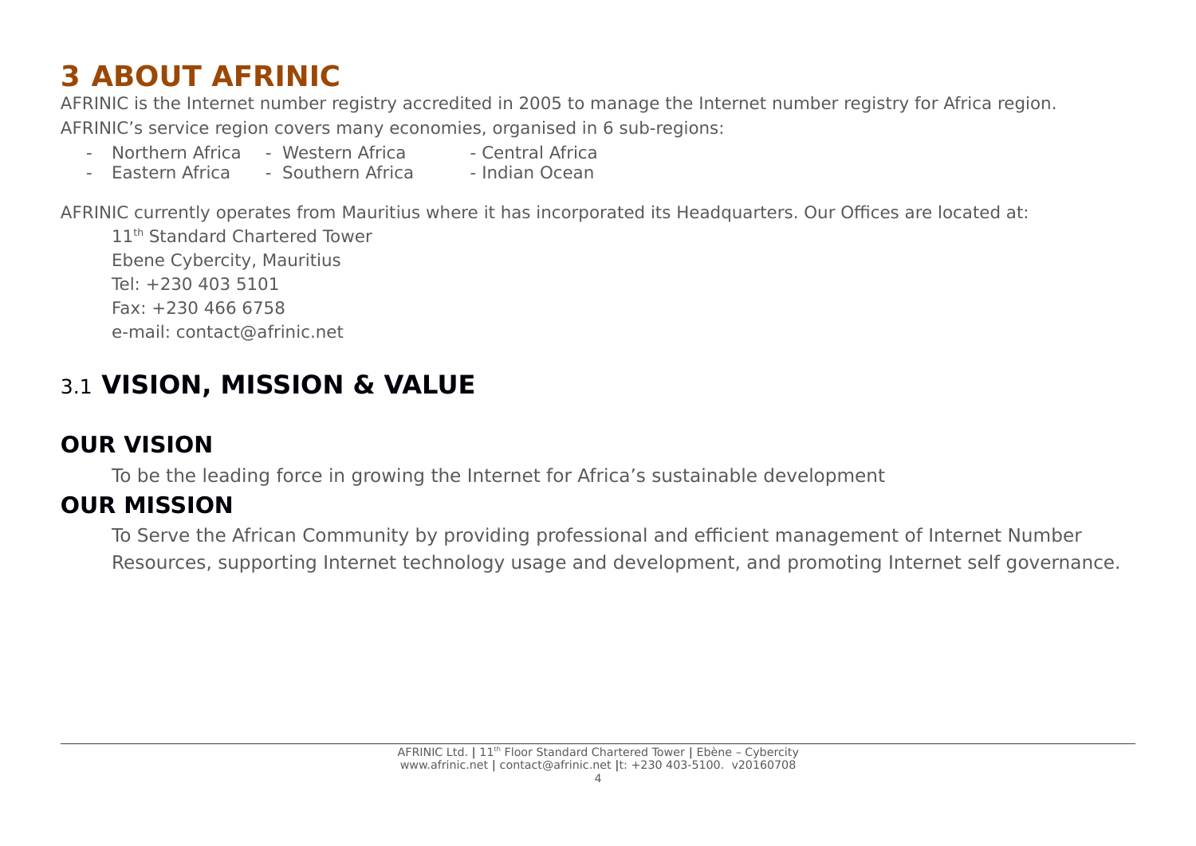# 3 ABOUT AFRINIC

AFRINIC is the Internet number registry accredited in 2005 to manage the Internet number registry for Africa region.

AFRINIC's service region covers many economies, organised in 6 sub-regions:

- Northern Africa
- Western Africa
- Central Africa
- Eastern Africa
- Southern Africa
- Indian Ocean

AFRINIC currently operates from Mauritius where it has incorporated its Headquarters. Our Offices are located at:

11th Standard Chartered Tower
Ebene Cybercity, Mauritius
Tel: +230 403 5101
Fax: +230 466 6758
e-mail: contact@afrinic.net

## 3.1 VISION, MISSION & VALUE

### OUR VISION

To be the leading force in growing the Internet for Africa's sustainable development

### OUR MISSION

To Serve the African Community by providing professional and efficient management of Internet Number Resources, supporting Internet technology usage and development, and promoting Internet self governance.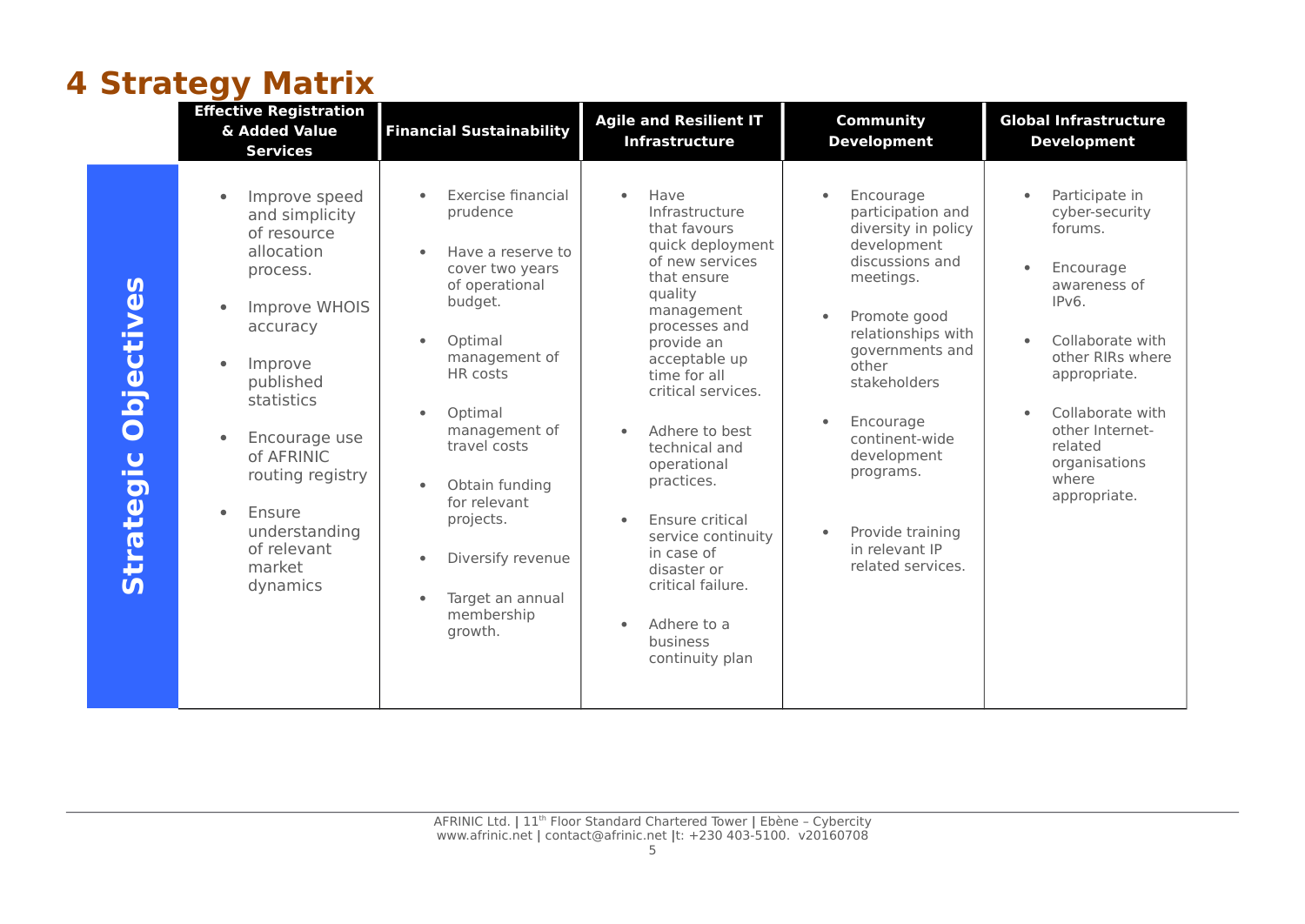# 4 Strategy Matrix

| | Effective Registration & Added Value Services | Financial Sustainability | Agile and Resilient IT Infrastructure | Community Development | Global Infrastructure Development |
|---|---|---|---|---|---|
| **Strategic Objectives** | • Improve speed and simplicity of resource allocation process.<br>• Improve WHOIS accuracy<br>• Improve published statistics<br>• Encourage use of AFRINIC routing registry<br>• Ensure understanding of relevant market dynamics | • Exercise financial prudence<br>• Have a reserve to cover two years of operational budget.<br>• Optimal management of HR costs<br>• Optimal management of travel costs<br>• Obtain funding for relevant projects.<br>• Diversify revenue<br>• Target an annual membership growth. | • Have Infrastructure that favours quick deployment of new services that ensure quality management processes and provide an acceptable up time for all critical services.<br>• Adhere to best technical and operational practices.<br>• Ensure critical service continuity in case of disaster or critical failure.<br>• Adhere to a business continuity plan | • Encourage participation and diversity in policy development discussions and meetings.<br>• Promote good relationships with governments and other stakeholders<br>• Encourage continent-wide development programs.<br>• Provide training in relevant IP related services. | • Participate in cyber-security forums.<br>• Encourage awareness of IPv6.<br>• Collaborate with other RIRs where appropriate.<br>• Collaborate with other Internet-related organisations where appropriate. |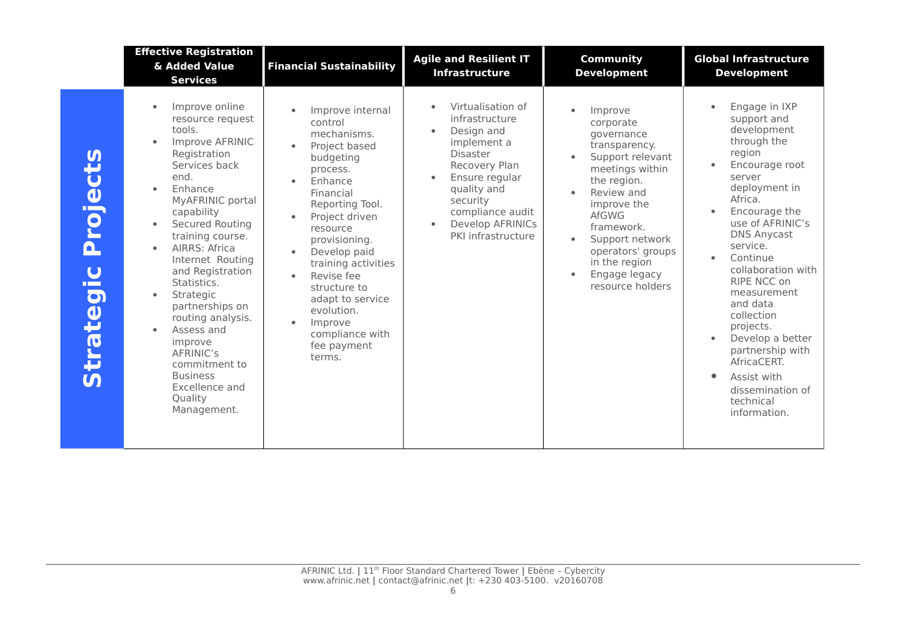| | Effective Registration & Added Value Services | Financial Sustainability | Agile and Resilient IT Infrastructure | Community Development | Global Infrastructure Development |
|---|---|---|---|---|---|
| **Strategic Projects** | • Improve online resource request tools.<br>• Improve AFRINIC Registration Services back end.<br>• Enhance MyAFRINIC portal capability<br>• Secured Routing training course.<br>• AIRRS: Africa Internet Routing and Registration Statistics.<br>• Strategic partnerships on routing analysis.<br>• Assess and improve AFRINIC's commitment to Business Excellence and Quality Management. | • Improve internal control mechanisms.<br>• Project based budgeting process.<br>• Enhance Financial Reporting Tool.<br>• Project driven resource provisioning.<br>• Develop paid training activities<br>• Revise fee structure to adapt to service evolution.<br>• Improve compliance with fee payment terms. | • Virtualisation of infrastructure<br>• Design and implement a Disaster Recovery Plan<br>• Ensure regular quality and security compliance audit<br>• Develop AFRINICs PKI infrastructure | • Improve corporate governance transparency.<br>• Support relevant meetings within the region.<br>• Review and improve the AfGWG framework.<br>• Support network operators' groups in the region<br>• Engage legacy resource holders | • Engage in IXP support and development through the region<br>• Encourage root server deployment in Africa.<br>• Encourage the use of AFRINIC's DNS Anycast service.<br>• Continue collaboration with RIPE NCC on measurement and data collection projects.<br>• Develop a better partnership with AfricaCERT.<br>• Assist with dissemination of technical information. |